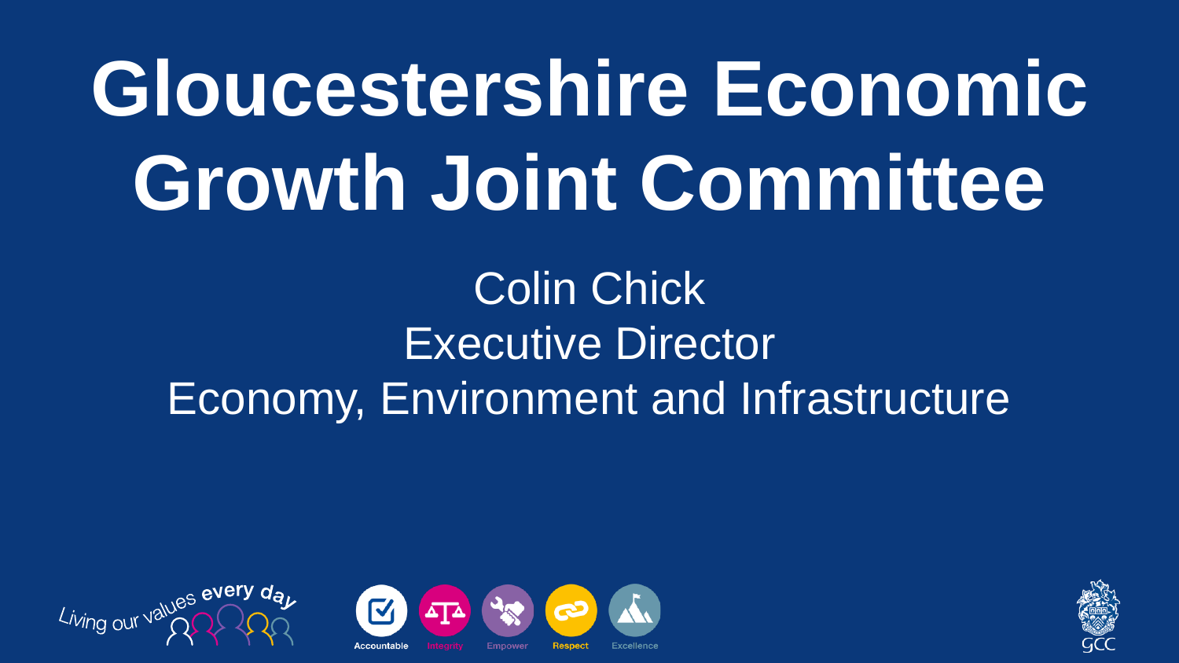# Gloucestershire Economic Growth Joint Committee

Colin Chick

Executive Director

Economy, Environment and Infrastructure

Living our values every day

Accountable | Integrity | Empower | Respect | Excellence

GCC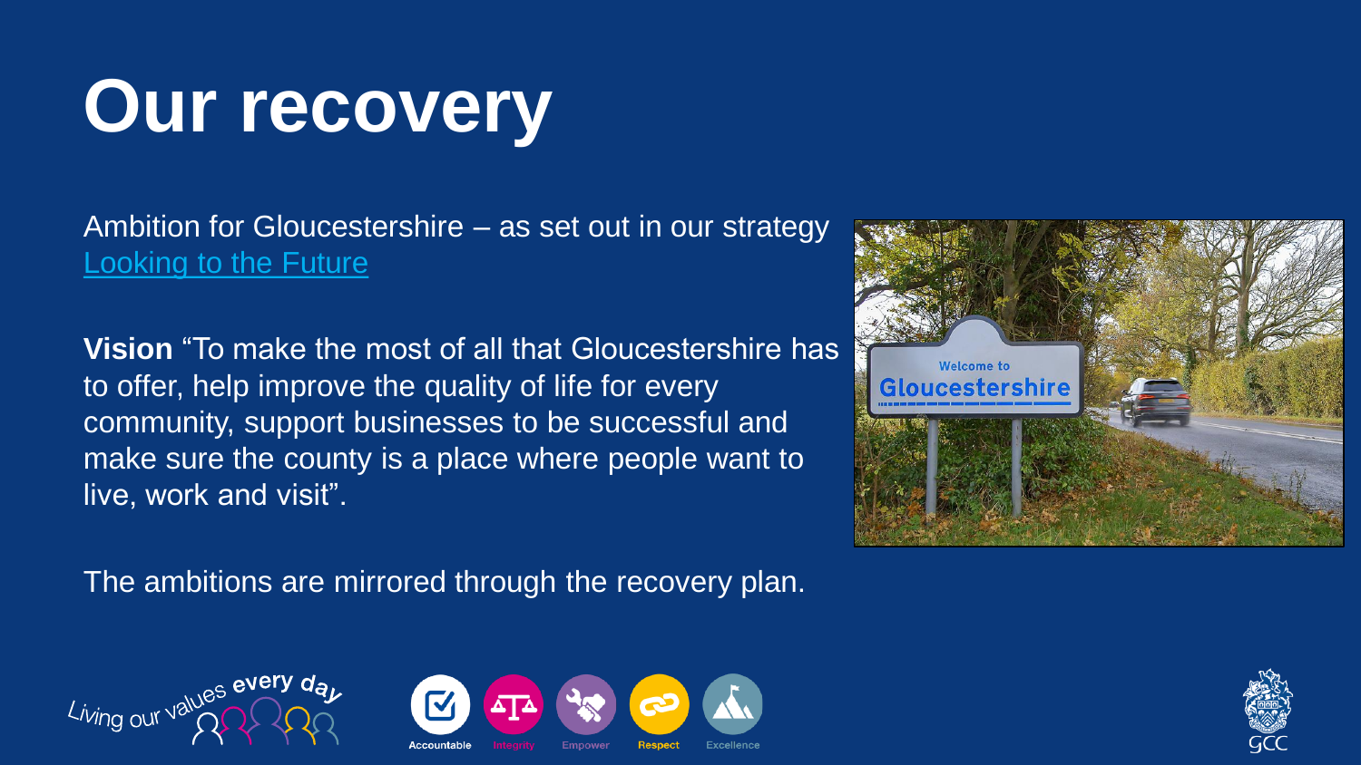# Our recovery

Ambition for Gloucestershire – as set out in our strategy [Looking to the Future]

**Vision** "To make the most of all that Gloucestershire has to offer, help improve the quality of life for every community, support businesses to be successful and make sure the county is a place where people want to live, work and visit".

The ambitions are mirrored through the recovery plan.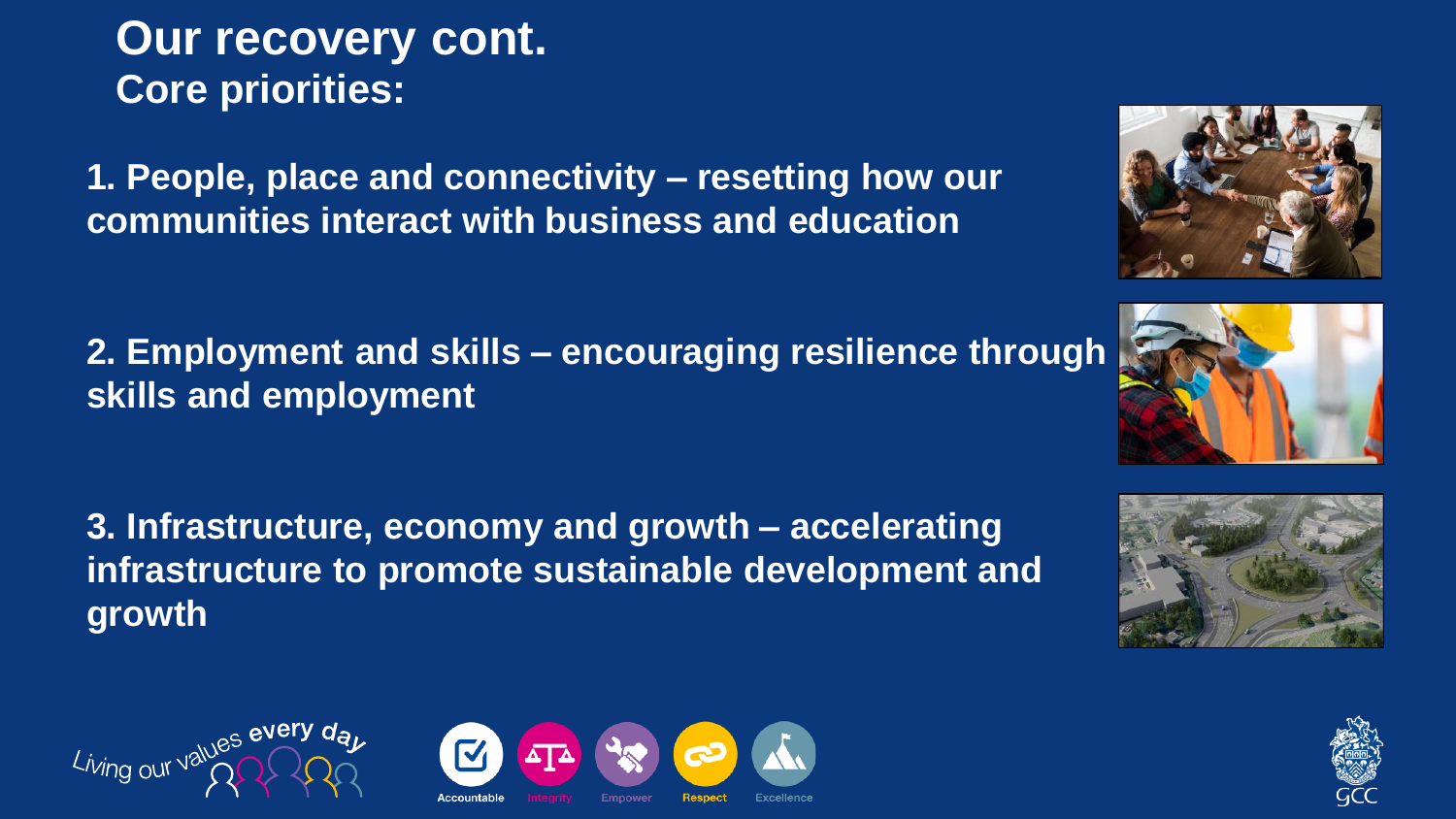# Our recovery cont.

## Core priorities:

**1. People, place and connectivity – resetting how our communities interact with business and education**

**2. Employment and skills – encouraging resilience through skills and employment**

**3. Infrastructure, economy and growth – accelerating infrastructure to promote sustainable development and growth**

Living our values every day

Accountable Integrity Empower Respect Excellence

GCC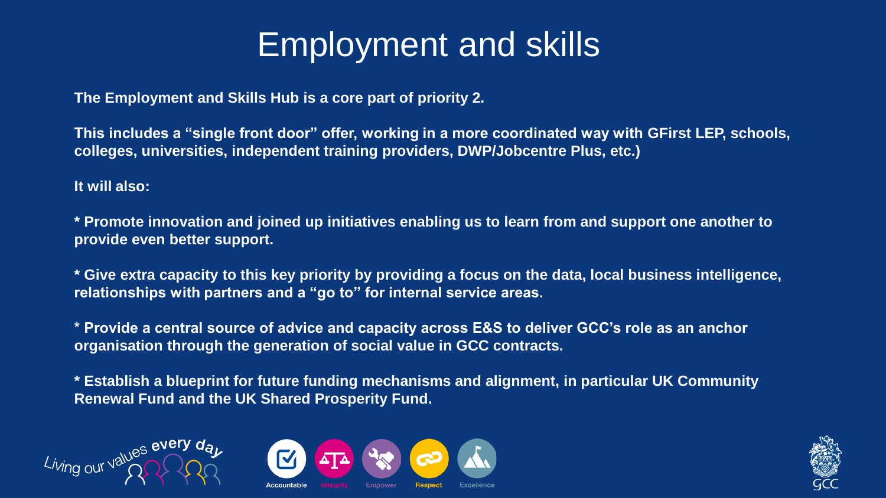# Employment and skills

**The Employment and Skills Hub is a core part of priority 2.**

**This includes a "single front door" offer, working in a more coordinated way with GFirst LEP, schools, colleges, universities, independent training providers, DWP/Jobcentre Plus, etc.)**

**It will also:**

**\* Promote innovation and joined up initiatives enabling us to learn from and support one another to provide even better support.**

**\* Give extra capacity to this key priority by providing a focus on the data, local business intelligence, relationships with partners and a "go to" for internal service areas.**

**\* Provide a central source of advice and capacity across E&S to deliver GCC's role as an anchor organisation through the generation of social value in GCC contracts.**

**\* Establish a blueprint for future funding mechanisms and alignment, in particular UK Community Renewal Fund and the UK Shared Prosperity Fund.**

Living our values every day

Accountable Integrity Empower Respect Excellence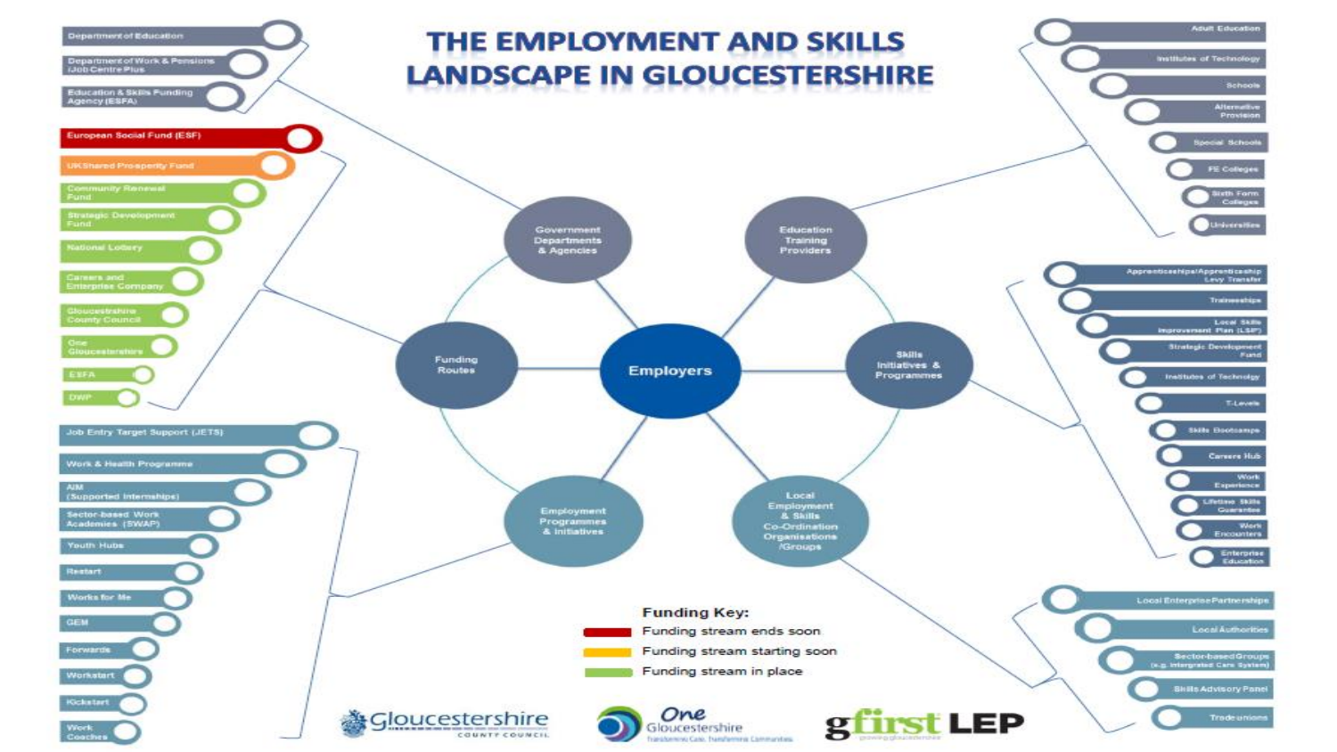# THE EMPLOYMENT AND SKILLS LANDSCAPE IN GLOUCESTERSHIRE

**Employers**

## Government Departments & Agencies

- Department of Education
- Department of Work & Pensions /Job Centre Plus
- Education & Skills Funding Agency (ESFA)

## Education Training Providers

- Adult Education
- Institutes of Technology
- Schools
- Alternative Provision
- Special Schools
- FE Colleges
- Sixth Form Colleges
- Universities

## Funding Routes

- European Social Fund (ESF)
- UK Shared Prosperity Fund
- Community Renewal Fund
- Strategic Development Fund
- National Lottery
- Careers and Enterprise Company
- Gloucestershire County Council
- One Gloucestershire
- ESFA
- DWP

## Skills Initiatives & Programmes

- Apprenticeships/Apprenticeship Levy Transfer
- Traineeships
- Local Skills Improvement Plan (LSIP)
- Strategic Development Fund
- Institutes of Technology
- T-Levels
- Skills Bootcamps
- Careers Hub
- Work Experience
- Lifetime Skills Guarantee
- Work Encounters
- Enterprise Education

## Employment Programmes & Initiatives

- Job Entry Target Support (JETS)
- Work & Health Programme
- AIM (Supported Internships)
- Sector-based Work Academies (SWAP)
- Youth Hubs
- Restart
- Works for Me
- GEM
- Forwards
- Workstart
- Kickstart
- Work Coaches

## Local Employment & Skills Co-Ordination Organisations /Groups

- Local Enterprise Partnerships
- Local Authorities
- Sector-based Groups (e.g. Intergrated Care System)
- Skills Advisory Panel
- Trade unions

**Funding Key:**

- Red: Funding stream ends soon
- Orange: Funding stream starting soon
- Green: Funding stream in place

Gloucestershire County Council | One Gloucestershire — Transforming Care, Transforming Communities | gfirst LEP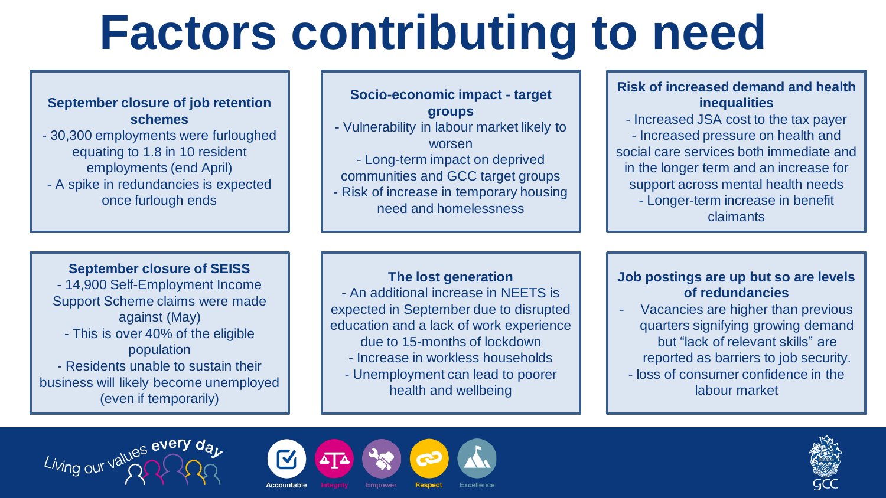# Factors contributing to need

### September closure of job retention schemes

- 30,300 employments were furloughed equating to 1.8 in 10 resident employments (end April)
- A spike in redundancies is expected once furlough ends

### Socio-economic impact - target groups

- Vulnerability in labour market likely to worsen
- Long-term impact on deprived communities and GCC target groups
- Risk of increase in temporary housing need and homelessness

### Risk of increased demand and health inequalities

- Increased JSA cost to the tax payer
- Increased pressure on health and social care services both immediate and in the longer term and an increase for support across mental health needs
- Longer-term increase in benefit claimants

### September closure of SEISS

- 14,900 Self-Employment Income Support Scheme claims were made against (May)
- This is over 40% of the eligible population
- Residents unable to sustain their business will likely become unemployed (even if temporarily)

### The lost generation

- An additional increase in NEETS is expected in September due to disrupted education and a lack of work experience due to 15-months of lockdown
- Increase in workless households
- Unemployment can lead to poorer health and wellbeing

### Job postings are up but so are levels of redundancies

- Vacancies are higher than previous quarters signifying growing demand but "lack of relevant skills" are reported as barriers to job security.
- loss of consumer confidence in the labour market

Living our values every day

Accountable Integrity Empower Respect Excellence

GCC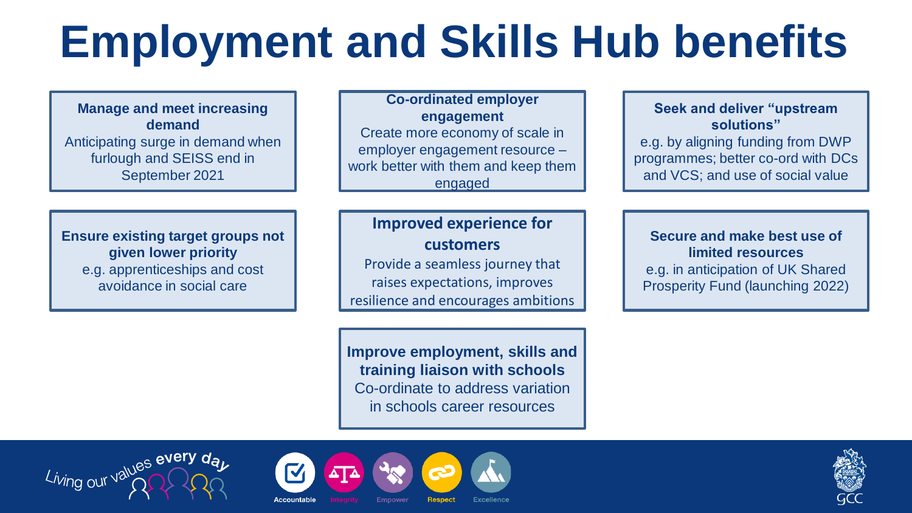# Employment and Skills Hub benefits

**Manage and meet increasing demand**
Anticipating surge in demand when furlough and SEISS end in September 2021

**Co-ordinated employer engagement**
Create more economy of scale in employer engagement resource – work better with them and keep them engaged

**Seek and deliver "upstream solutions"**
e.g. by aligning funding from DWP programmes; better co-ord with DCs and VCS; and use of social value

**Ensure existing target groups not given lower priority**
e.g. apprenticeships and cost avoidance in social care

**Improved experience for customers**
Provide a seamless journey that raises expectations, improves resilience and encourages ambitions

**Secure and make best use of limited resources**
e.g. in anticipation of UK Shared Prosperity Fund (launching 2022)

**Improve employment, skills and training liaison with schools**
Co-ordinate to address variation in schools career resources

Living our values every day

Accountable | Integrity | Empower | Respect | Excellence

GCC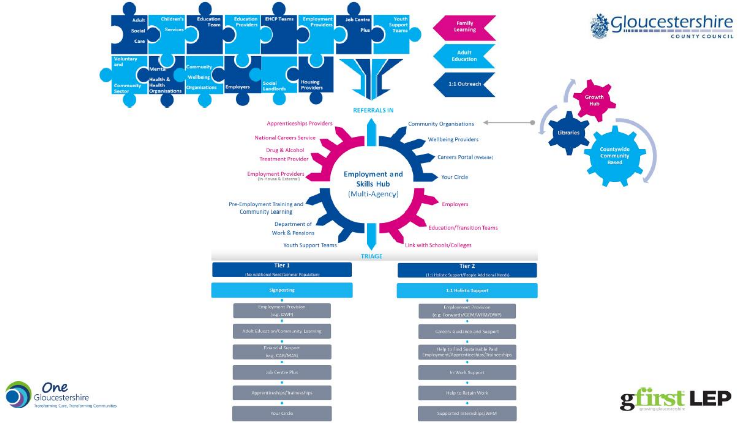Adult Social Care

Children's Services

Education Team

Education Providers

EHCP Teams

Employment Providers

Job Centre Plus

Youth Support Teams

Voluntary and Community Sector

Mental Health & Health Organisations

Community Wellbeing Organisations

Employers

Social Landlords

Housing Providers

Family Learning

Adult Education

1:1 Outreach

REFERRALS IN

Apprenticeships Providers

National Careers Service

Drug & Alcohol Treatment Provider

Employment Providers (In-House & External)

Pre-Employment Training and Community Learning

Department of Work & Pensions

Youth Support Teams

**Employment and Skills Hub (Multi-Agency)**

Community Organisations

Wellbeing Providers

Careers Portal (Website)

Your Circle

Employers

Education/Transition Teams

Link with Schools/Colleges

Growth Hub

Libraries

Countywide Community Based

TRIAGE

| Tier 1 (No Additional Need/General Population) | Tier 2 (1:1 Holistic Support/People Additional Needs) |
|---|---|
| Signposting | 1:1 Holistic Support |
| Employment Provision (e.g. DWP) | Employment Provision (e.g. Forwards/GEM/WFM/DWP) |
| Adult Education/Community Learning | Careers Guidance and Support |
| Financial Support (e.g. CAB/MAS) | Help to Find Sustainable Paid Employment/Apprenticeships/Traineeships |
| Job Centre Plus | In-Work Support |
| Apprenticeships/Traineeships | Help to Retain Work |
| Your Circle | Supported Internships/WFM |